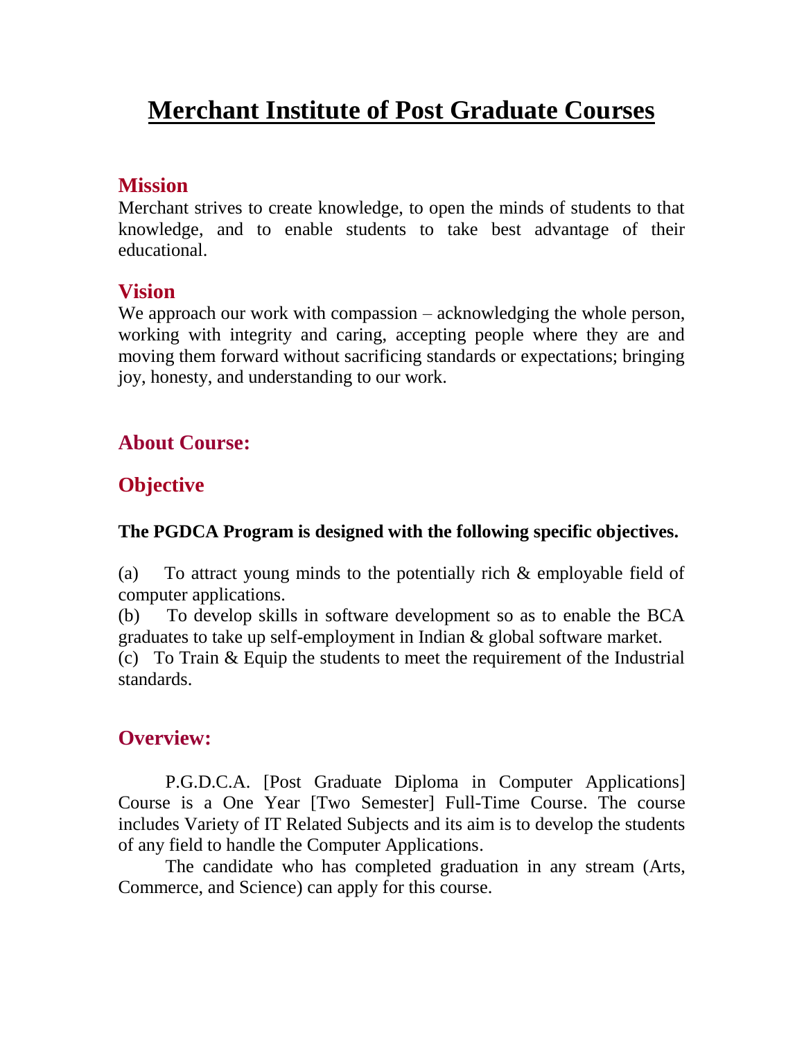# Merchant Institute of Post Graduate Courses

## Mission

Merchant strives to create knowledge, to open the minds of students to that knowledge, and to enable students to take best advantage of their educational.

## Vision

We approach our work with compassion – acknowledging the whole person, working with integrity and caring, accepting people where they are and moving them forward without sacrificing standards or expectations; bringing joy, honesty, and understanding to our work.

## About Course:

## Objective

**The PGDCA Program is designed with the following specific objectives.**

(a) To attract young minds to the potentially rich & employable field of computer applications.
(b) To develop skills in software development so as to enable the BCA graduates to take up self-employment in Indian & global software market.
(c) To Train & Equip the students to meet the requirement of the Industrial standards.

## Overview:

P.G.D.C.A. [Post Graduate Diploma in Computer Applications] Course is a One Year [Two Semester] Full-Time Course. The course includes Variety of IT Related Subjects and its aim is to develop the students of any field to handle the Computer Applications.

The candidate who has completed graduation in any stream (Arts, Commerce, and Science) can apply for this course.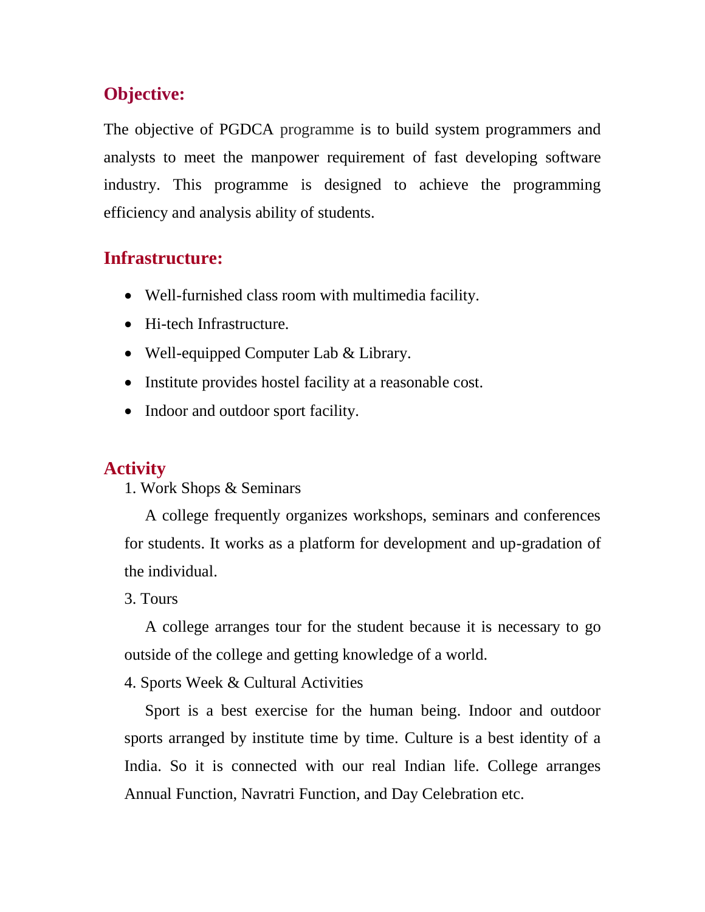## Objective:

The objective of PGDCA programme is to build system programmers and analysts to meet the manpower requirement of fast developing software industry. This programme is designed to achieve the programming efficiency and analysis ability of students.

## Infrastructure:

- Well-furnished class room with multimedia facility.
- Hi-tech Infrastructure.
- Well-equipped Computer Lab & Library.
- Institute provides hostel facility at a reasonable cost.
- Indoor and outdoor sport facility.

## Activity

1. Work Shops & Seminars

   A college frequently organizes workshops, seminars and conferences for students. It works as a platform for development and up-gradation of the individual.

3. Tours

   A college arranges tour for the student because it is necessary to go outside of the college and getting knowledge of a world.

4. Sports Week & Cultural Activities

   Sport is a best exercise for the human being. Indoor and outdoor sports arranged by institute time by time. Culture is a best identity of a India. So it is connected with our real Indian life. College arranges Annual Function, Navratri Function, and Day Celebration etc.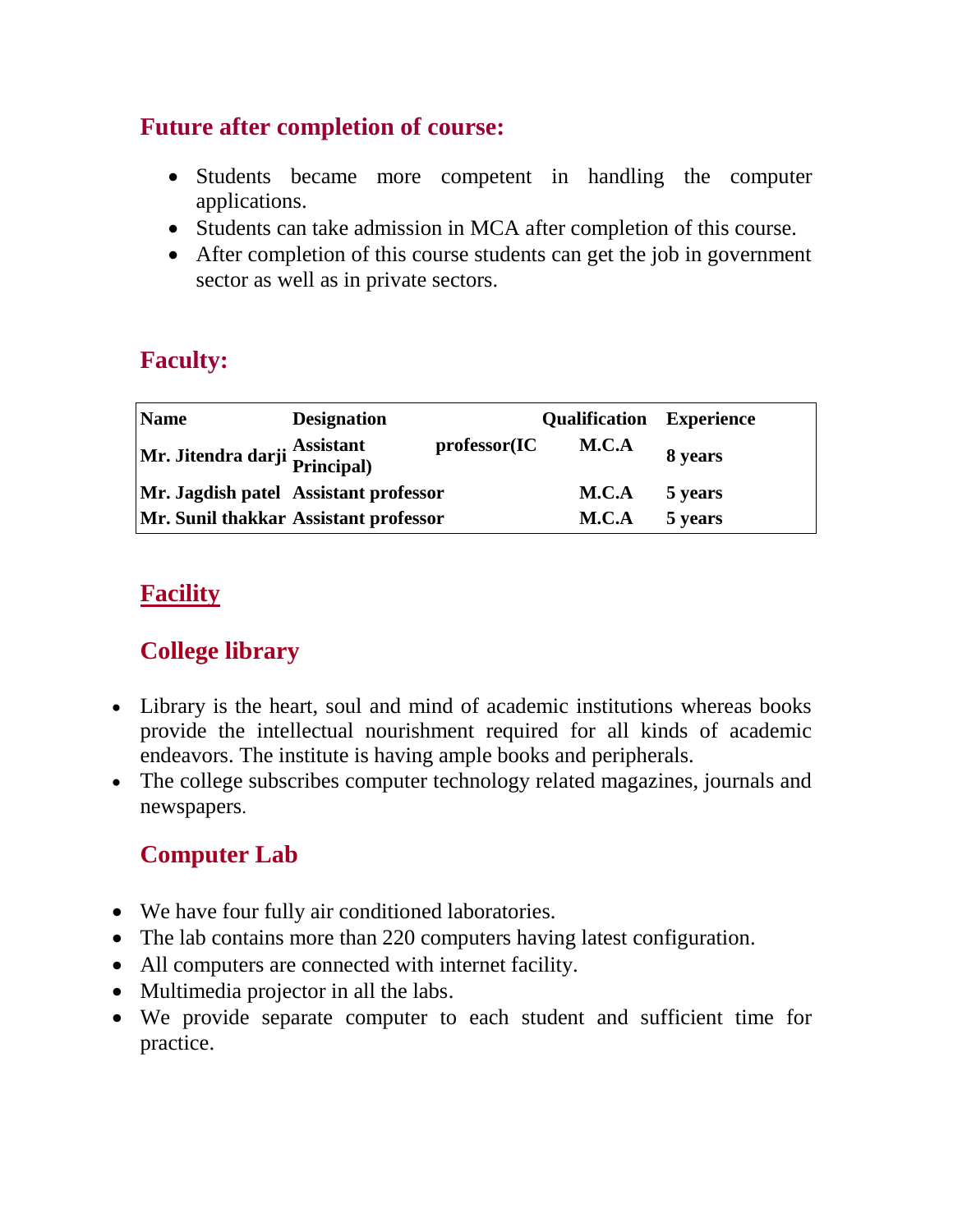## Future after completion of course:

- Students became more competent in handling the computer applications.
- Students can take admission in MCA after completion of this course.
- After completion of this course students can get the job in government sector as well as in private sectors.

## Faculty:

| Name | Designation | Qualification | Experience |
|---|---|---|---|
| Mr. Jitendra darji | Assistant professor(IC Principal) | M.C.A | 8 years |
| Mr. Jagdish patel | Assistant professor | M.C.A | 5 years |
| Mr. Sunil thakkar | Assistant professor | M.C.A | 5 years |

## Facility

### College library

- Library is the heart, soul and mind of academic institutions whereas books provide the intellectual nourishment required for all kinds of academic endeavors. The institute is having ample books and peripherals.
- The college subscribes computer technology related magazines, journals and newspapers.

### Computer Lab

- We have four fully air conditioned laboratories.
- The lab contains more than 220 computers having latest configuration.
- All computers are connected with internet facility.
- Multimedia projector in all the labs.
- We provide separate computer to each student and sufficient time for practice.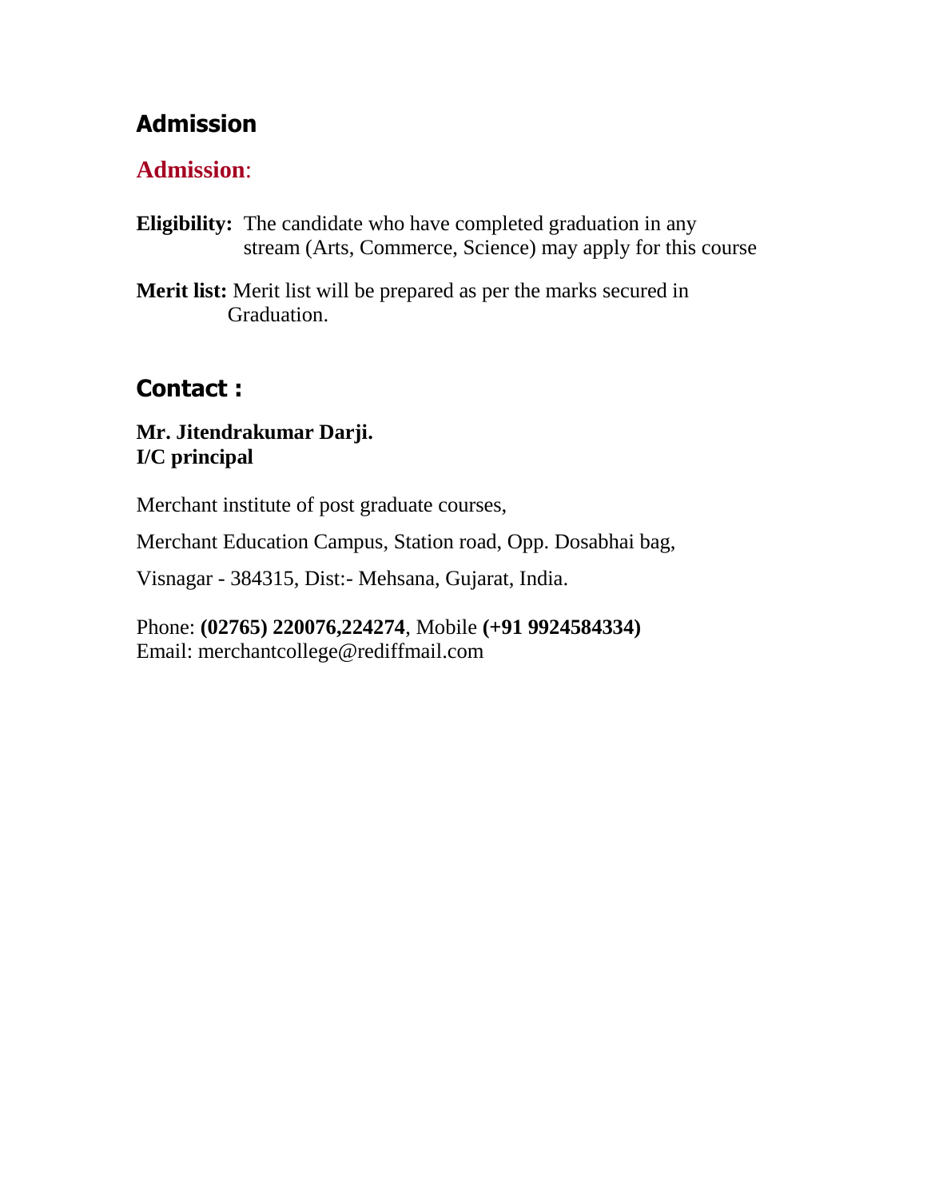## Admission

### Admission:

**Eligibility:** The candidate who have completed graduation in any stream (Arts, Commerce, Science) may apply for this course

**Merit list:** Merit list will be prepared as per the marks secured in Graduation.

## Contact :

**Mr. Jitendrakumar Darji.**
**I/C principal**

Merchant institute of post graduate courses,

Merchant Education Campus, Station road, Opp. Dosabhai bag,

Visnagar - 384315, Dist:- Mehsana, Gujarat, India.

Phone: **(02765) 220076,224274**, Mobile **(+91 9924584334)**
Email: merchantcollege@rediffmail.com